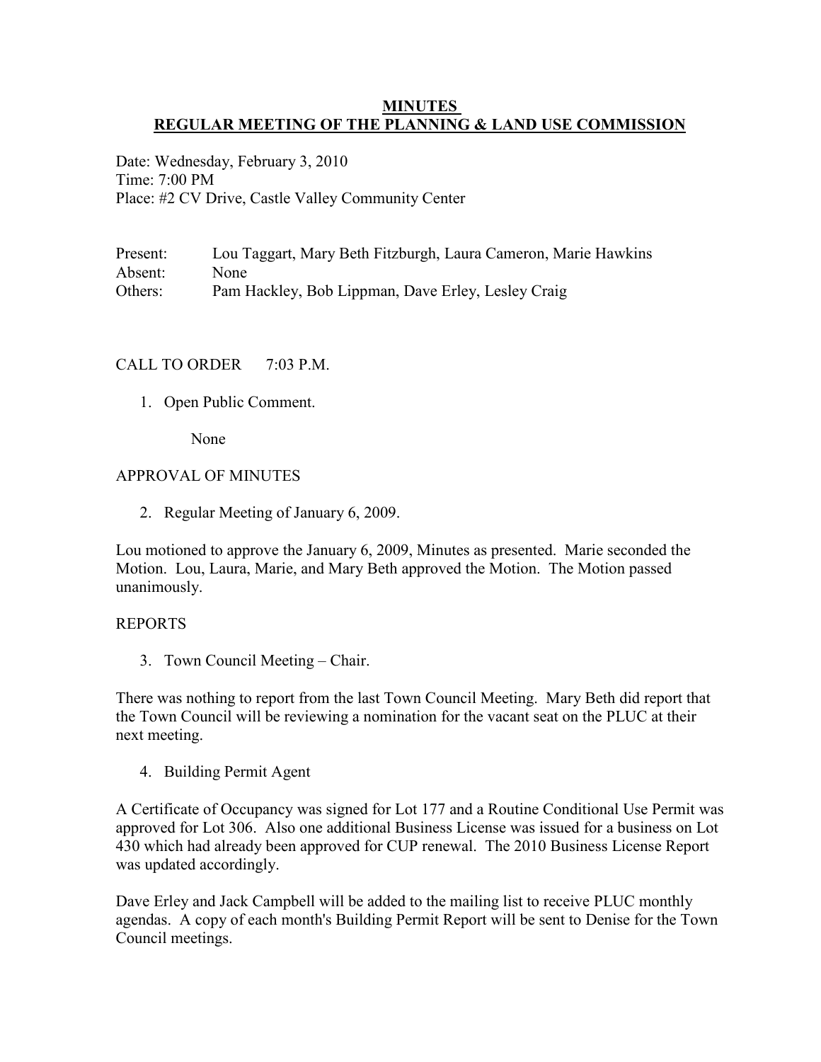# MINUTES
# REGULAR MEETING OF THE PLANNING & LAND USE COMMISSION

Date: Wednesday, February 3, 2010
Time: 7:00 PM
Place: #2 CV Drive, Castle Valley Community Center

| | |
|---|---|
| Present: | Lou Taggart, Mary Beth Fitzburgh, Laura Cameron, Marie Hawkins |
| Absent: | None |
| Others: | Pam Hackley, Bob Lippman, Dave Erley, Lesley Craig |

CALL TO ORDER 7:03 P.M.

1. Open Public Comment.

   None

APPROVAL OF MINUTES

2. Regular Meeting of January 6, 2009.

Lou motioned to approve the January 6, 2009, Minutes as presented. Marie seconded the Motion. Lou, Laura, Marie, and Mary Beth approved the Motion. The Motion passed unanimously.

REPORTS

3. Town Council Meeting – Chair.

There was nothing to report from the last Town Council Meeting. Mary Beth did report that the Town Council will be reviewing a nomination for the vacant seat on the PLUC at their next meeting.

4. Building Permit Agent

A Certificate of Occupancy was signed for Lot 177 and a Routine Conditional Use Permit was approved for Lot 306. Also one additional Business License was issued for a business on Lot 430 which had already been approved for CUP renewal. The 2010 Business License Report was updated accordingly.

Dave Erley and Jack Campbell will be added to the mailing list to receive PLUC monthly agendas. A copy of each month's Building Permit Report will be sent to Denise for the Town Council meetings.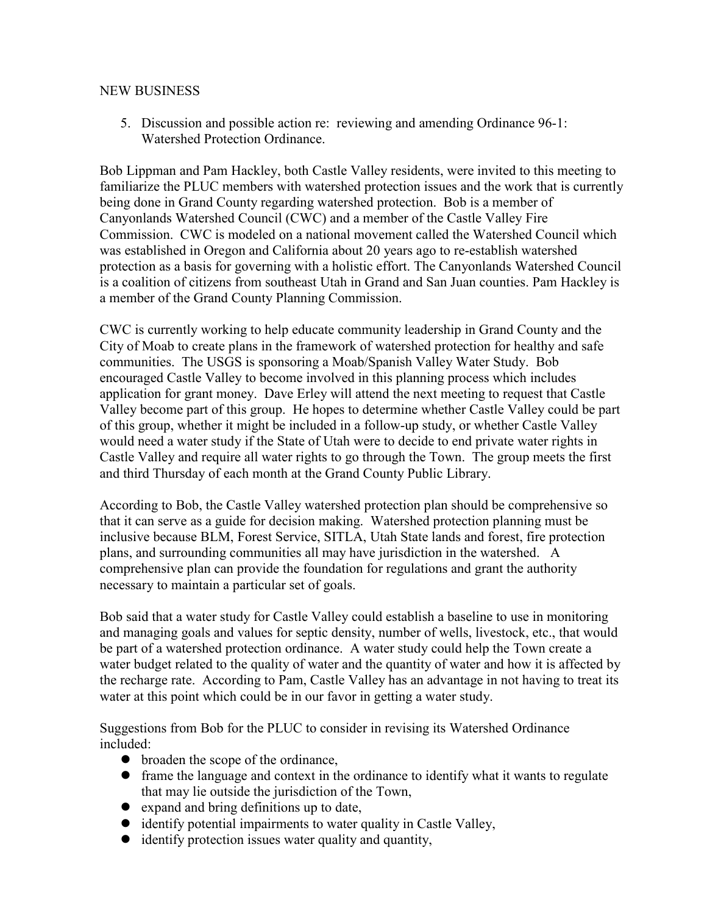NEW BUSINESS

5. Discussion and possible action re: reviewing and amending Ordinance 96-1: Watershed Protection Ordinance.

Bob Lippman and Pam Hackley, both Castle Valley residents, were invited to this meeting to familiarize the PLUC members with watershed protection issues and the work that is currently being done in Grand County regarding watershed protection. Bob is a member of Canyonlands Watershed Council (CWC) and a member of the Castle Valley Fire Commission. CWC is modeled on a national movement called the Watershed Council which was established in Oregon and California about 20 years ago to re-establish watershed protection as a basis for governing with a holistic effort. The Canyonlands Watershed Council is a coalition of citizens from southeast Utah in Grand and San Juan counties. Pam Hackley is a member of the Grand County Planning Commission.

CWC is currently working to help educate community leadership in Grand County and the City of Moab to create plans in the framework of watershed protection for healthy and safe communities. The USGS is sponsoring a Moab/Spanish Valley Water Study. Bob encouraged Castle Valley to become involved in this planning process which includes application for grant money. Dave Erley will attend the next meeting to request that Castle Valley become part of this group. He hopes to determine whether Castle Valley could be part of this group, whether it might be included in a follow-up study, or whether Castle Valley would need a water study if the State of Utah were to decide to end private water rights in Castle Valley and require all water rights to go through the Town. The group meets the first and third Thursday of each month at the Grand County Public Library.

According to Bob, the Castle Valley watershed protection plan should be comprehensive so that it can serve as a guide for decision making. Watershed protection planning must be inclusive because BLM, Forest Service, SITLA, Utah State lands and forest, fire protection plans, and surrounding communities all may have jurisdiction in the watershed. A comprehensive plan can provide the foundation for regulations and grant the authority necessary to maintain a particular set of goals.

Bob said that a water study for Castle Valley could establish a baseline to use in monitoring and managing goals and values for septic density, number of wells, livestock, etc., that would be part of a watershed protection ordinance. A water study could help the Town create a water budget related to the quality of water and the quantity of water and how it is affected by the recharge rate. According to Pam, Castle Valley has an advantage in not having to treat its water at this point which could be in our favor in getting a water study.

Suggestions from Bob for the PLUC to consider in revising its Watershed Ordinance included:

- broaden the scope of the ordinance,
- frame the language and context in the ordinance to identify what it wants to regulate that may lie outside the jurisdiction of the Town,
- expand and bring definitions up to date,
- identify potential impairments to water quality in Castle Valley,
- identify protection issues water quality and quantity,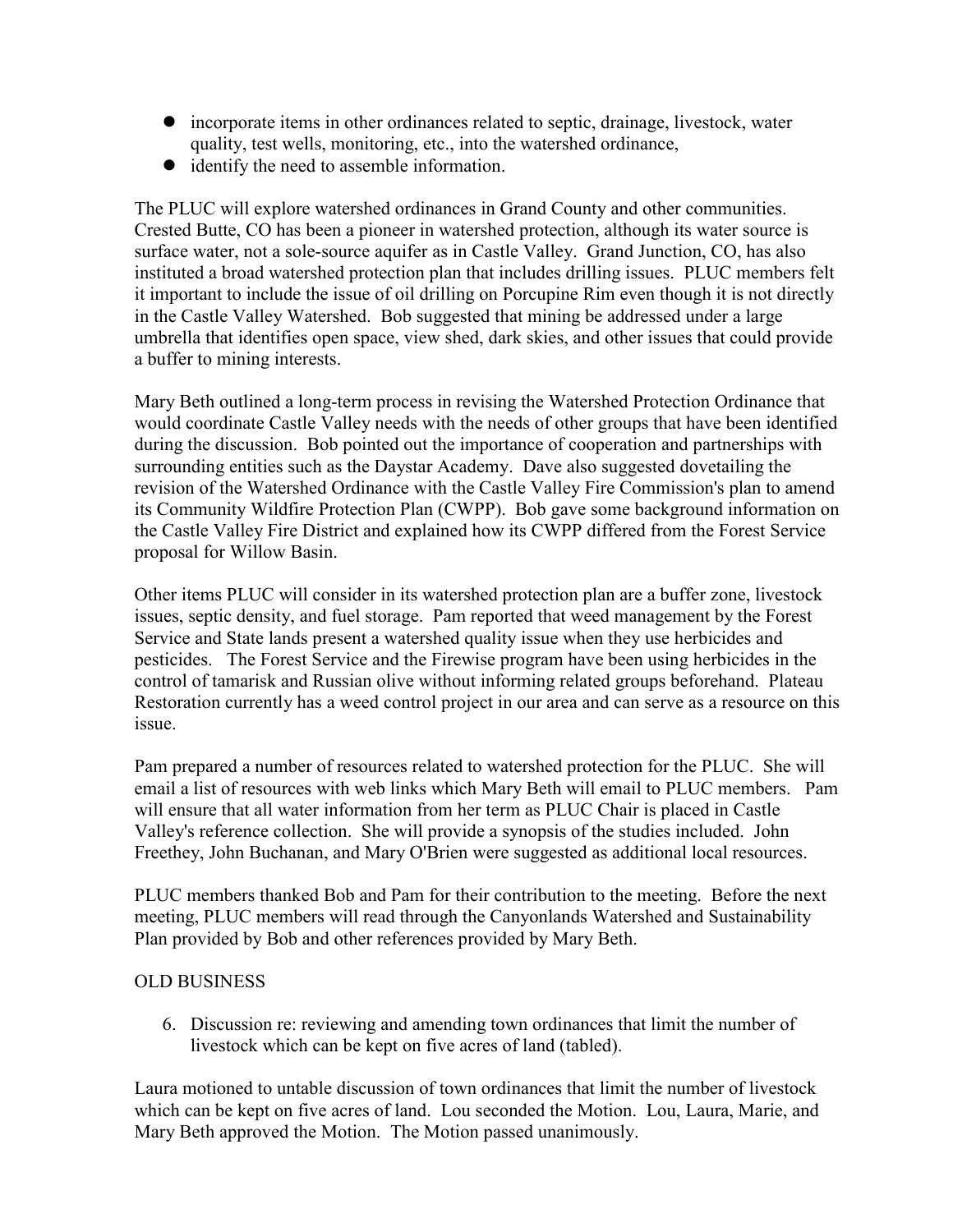- incorporate items in other ordinances related to septic, drainage, livestock, water quality, test wells, monitoring, etc., into the watershed ordinance,
- identify the need to assemble information.

The PLUC will explore watershed ordinances in Grand County and other communities. Crested Butte, CO has been a pioneer in watershed protection, although its water source is surface water, not a sole-source aquifer as in Castle Valley. Grand Junction, CO, has also instituted a broad watershed protection plan that includes drilling issues. PLUC members felt it important to include the issue of oil drilling on Porcupine Rim even though it is not directly in the Castle Valley Watershed. Bob suggested that mining be addressed under a large umbrella that identifies open space, view shed, dark skies, and other issues that could provide a buffer to mining interests.

Mary Beth outlined a long-term process in revising the Watershed Protection Ordinance that would coordinate Castle Valley needs with the needs of other groups that have been identified during the discussion. Bob pointed out the importance of cooperation and partnerships with surrounding entities such as the Daystar Academy. Dave also suggested dovetailing the revision of the Watershed Ordinance with the Castle Valley Fire Commission's plan to amend its Community Wildfire Protection Plan (CWPP). Bob gave some background information on the Castle Valley Fire District and explained how its CWPP differed from the Forest Service proposal for Willow Basin.

Other items PLUC will consider in its watershed protection plan are a buffer zone, livestock issues, septic density, and fuel storage. Pam reported that weed management by the Forest Service and State lands present a watershed quality issue when they use herbicides and pesticides. The Forest Service and the Firewise program have been using herbicides in the control of tamarisk and Russian olive without informing related groups beforehand. Plateau Restoration currently has a weed control project in our area and can serve as a resource on this issue.

Pam prepared a number of resources related to watershed protection for the PLUC. She will email a list of resources with web links which Mary Beth will email to PLUC members. Pam will ensure that all water information from her term as PLUC Chair is placed in Castle Valley's reference collection. She will provide a synopsis of the studies included. John Freethey, John Buchanan, and Mary O'Brien were suggested as additional local resources.

PLUC members thanked Bob and Pam for their contribution to the meeting. Before the next meeting, PLUC members will read through the Canyonlands Watershed and Sustainability Plan provided by Bob and other references provided by Mary Beth.

OLD BUSINESS

6. Discussion re: reviewing and amending town ordinances that limit the number of livestock which can be kept on five acres of land (tabled).

Laura motioned to untable discussion of town ordinances that limit the number of livestock which can be kept on five acres of land. Lou seconded the Motion. Lou, Laura, Marie, and Mary Beth approved the Motion. The Motion passed unanimously.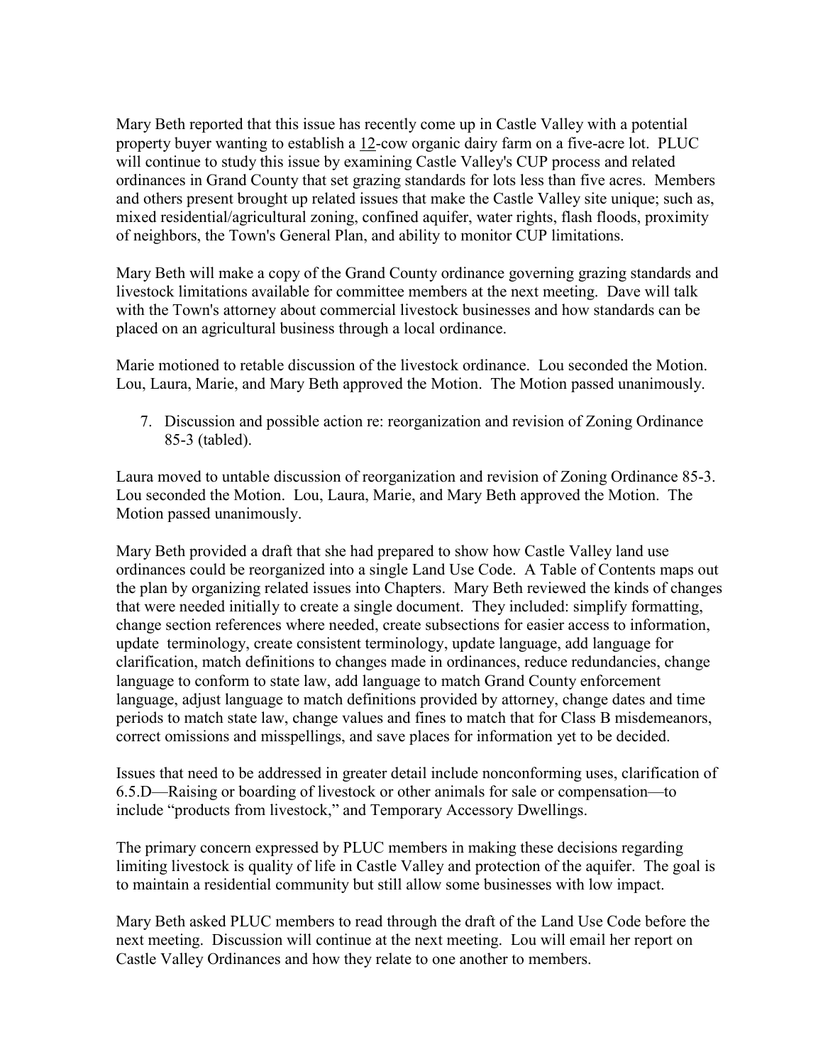Mary Beth reported that this issue has recently come up in Castle Valley with a potential property buyer wanting to establish a 12-cow organic dairy farm on a five-acre lot. PLUC will continue to study this issue by examining Castle Valley's CUP process and related ordinances in Grand County that set grazing standards for lots less than five acres. Members and others present brought up related issues that make the Castle Valley site unique; such as, mixed residential/agricultural zoning, confined aquifer, water rights, flash floods, proximity of neighbors, the Town's General Plan, and ability to monitor CUP limitations.

Mary Beth will make a copy of the Grand County ordinance governing grazing standards and livestock limitations available for committee members at the next meeting. Dave will talk with the Town's attorney about commercial livestock businesses and how standards can be placed on an agricultural business through a local ordinance.

Marie motioned to retable discussion of the livestock ordinance. Lou seconded the Motion. Lou, Laura, Marie, and Mary Beth approved the Motion. The Motion passed unanimously.

7. Discussion and possible action re: reorganization and revision of Zoning Ordinance 85-3 (tabled).

Laura moved to untable discussion of reorganization and revision of Zoning Ordinance 85-3. Lou seconded the Motion. Lou, Laura, Marie, and Mary Beth approved the Motion. The Motion passed unanimously.

Mary Beth provided a draft that she had prepared to show how Castle Valley land use ordinances could be reorganized into a single Land Use Code. A Table of Contents maps out the plan by organizing related issues into Chapters. Mary Beth reviewed the kinds of changes that were needed initially to create a single document. They included: simplify formatting, change section references where needed, create subsections for easier access to information, update terminology, create consistent terminology, update language, add language for clarification, match definitions to changes made in ordinances, reduce redundancies, change language to conform to state law, add language to match Grand County enforcement language, adjust language to match definitions provided by attorney, change dates and time periods to match state law, change values and fines to match that for Class B misdemeanors, correct omissions and misspellings, and save places for information yet to be decided.

Issues that need to be addressed in greater detail include nonconforming uses, clarification of 6.5.D—Raising or boarding of livestock or other animals for sale or compensation—to include "products from livestock," and Temporary Accessory Dwellings.

The primary concern expressed by PLUC members in making these decisions regarding limiting livestock is quality of life in Castle Valley and protection of the aquifer. The goal is to maintain a residential community but still allow some businesses with low impact.

Mary Beth asked PLUC members to read through the draft of the Land Use Code before the next meeting. Discussion will continue at the next meeting. Lou will email her report on Castle Valley Ordinances and how they relate to one another to members.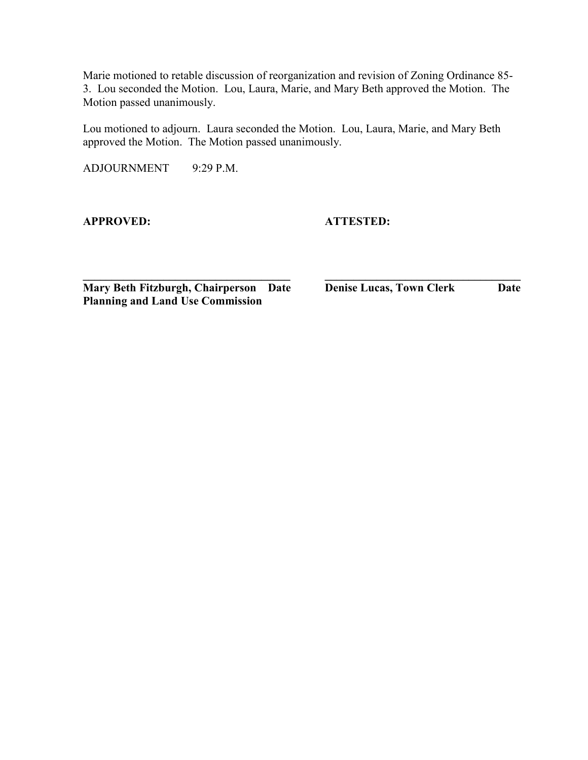Marie motioned to retable discussion of reorganization and revision of Zoning Ordinance 85-3. Lou seconded the Motion. Lou, Laura, Marie, and Mary Beth approved the Motion. The Motion passed unanimously.

Lou motioned to adjourn. Laura seconded the Motion. Lou, Laura, Marie, and Mary Beth approved the Motion. The Motion passed unanimously.

ADJOURNMENT 9:29 P.M.

**APPROVED:**

_____________________________________
**Mary Beth Fitzburgh, Chairperson Date**
**Planning and Land Use Commission**

**ATTESTED:**

_____________________________________
**Denise Lucas, Town Clerk Date**